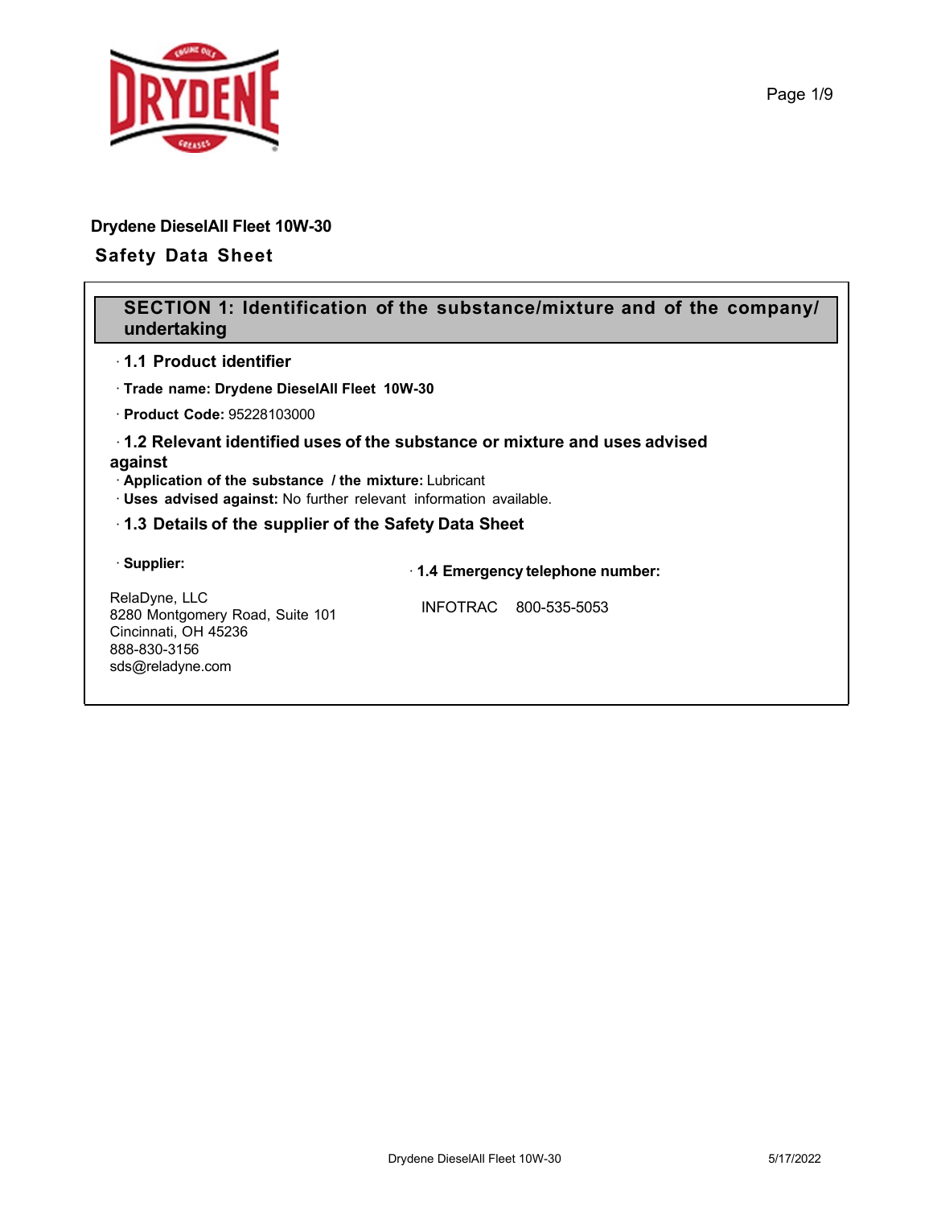# Drydene DieselAll Fleet 10W-30

## Safety Data Sheet

## SECTION 1: Identification of the substance/mixture and of the company/ undertaking

### · 1.1 Product identifier

· **Trade name: Drydene DieselAll Fleet 10W-30**

· **Product Code:** 95228103000

### · 1.2 Relevant identified uses of the substance or mixture and uses advised against

· **Application of the substance / the mixture:** Lubricant

· **Uses advised against:** No further relevant information available.

### · 1.3 Details of the supplier of the Safety Data Sheet

· **Supplier:**

RelaDyne, LLC
8280 Montgomery Road, Suite 101
Cincinnati, OH 45236
888-830-3156
sds@reladyne.com

· **1.4 Emergency telephone number:**

INFOTRAC 800-535-5053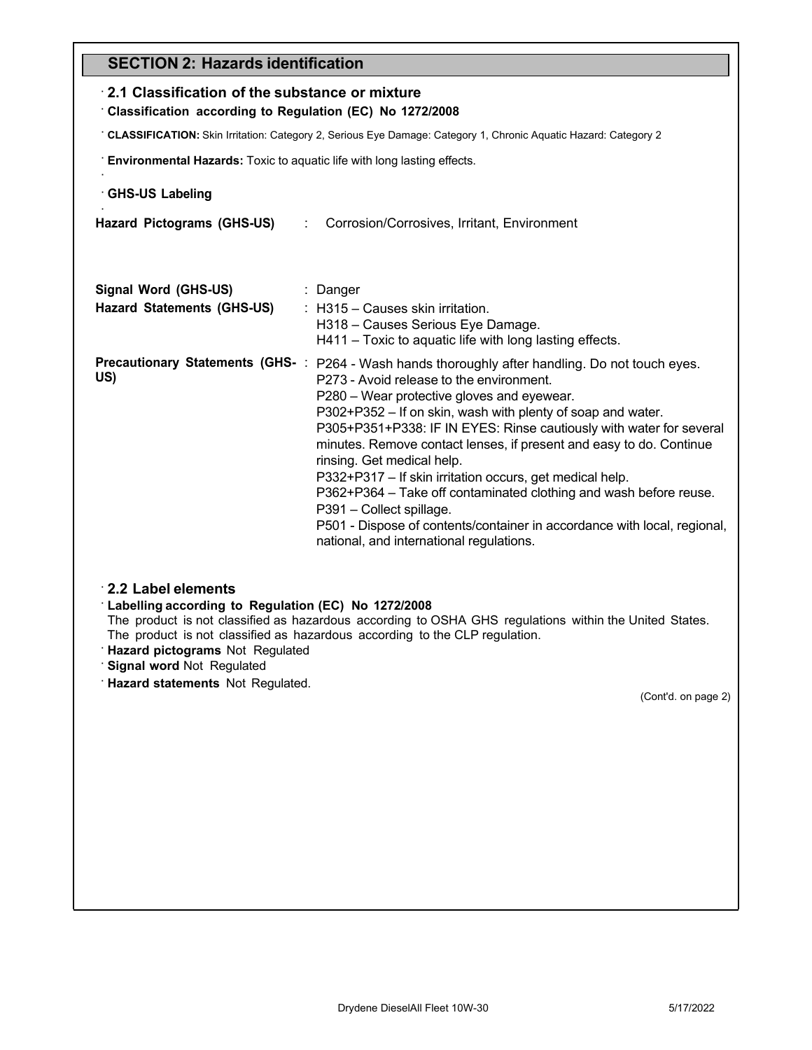## SECTION 2: Hazards identification

### 2.1 Classification of the substance or mixture

**Classification according to Regulation (EC) No 1272/2008**

**CLASSIFICATION:** Skin Irritation: Category 2, Serious Eye Damage: Category 1, Chronic Aquatic Hazard: Category 2

**Environmental Hazards:** Toxic to aquatic life with long lasting effects.

**GHS-US Labeling**

| | | |
|---|---|---|
| **Hazard Pictograms (GHS-US)** | : | Corrosion/Corrosives, Irritant, Environment |
| **Signal Word (GHS-US)** | : | Danger |
| **Hazard Statements (GHS-US)** | : | H315 – Causes skin irritation.<br>H318 – Causes Serious Eye Damage.<br>H411 – Toxic to aquatic life with long lasting effects. |
| **Precautionary Statements (GHS-US)** | : | P264 - Wash hands thoroughly after handling. Do not touch eyes.<br>P273 - Avoid release to the environment.<br>P280 – Wear protective gloves and eyewear.<br>P302+P352 – If on skin, wash with plenty of soap and water.<br>P305+P351+P338: IF IN EYES: Rinse cautiously with water for several minutes. Remove contact lenses, if present and easy to do. Continue rinsing. Get medical help.<br>P332+P317 – If skin irritation occurs, get medical help.<br>P362+P364 – Take off contaminated clothing and wash before reuse.<br>P391 – Collect spillage.<br>P501 - Dispose of contents/container in accordance with local, regional, national, and international regulations. |

### 2.2 Label elements

**Labelling according to Regulation (EC) No 1272/2008**

The product is not classified as hazardous according to OSHA GHS regulations within the United States.
The product is not classified as hazardous according to the CLP regulation.

**Hazard pictograms** Not Regulated

**Signal word** Not Regulated

**Hazard statements** Not Regulated.

(Cont'd. on page 2)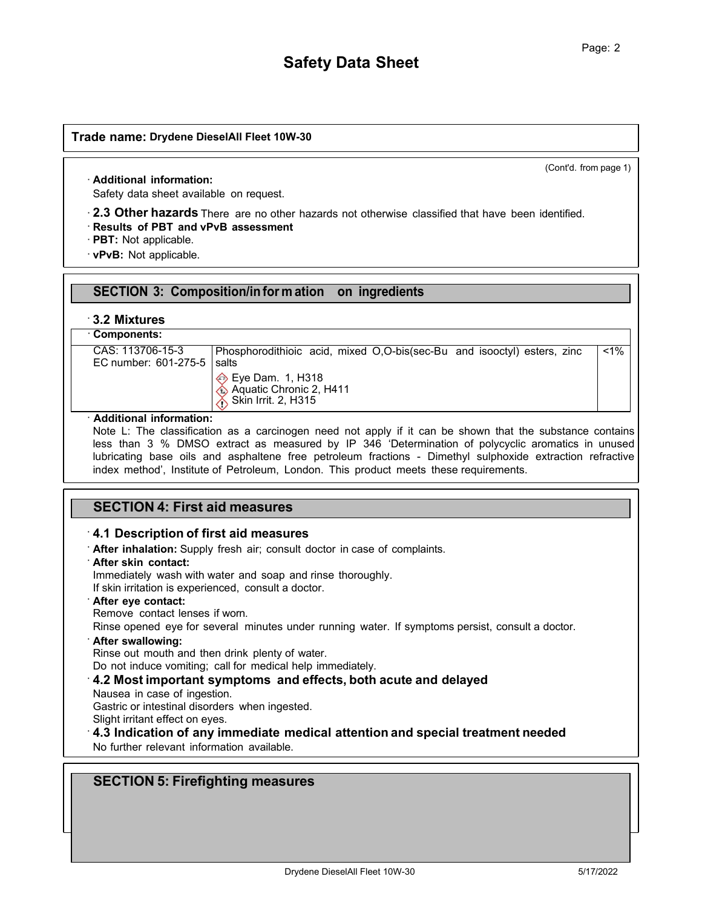**Trade name: Drydene DieselAll Fleet 10W-30**

(Cont'd. from page 1)

· **Additional information:**
Safety data sheet available on request.

· **2.3 Other hazards** There are no other hazards not otherwise classified that have been identified.

· **Results of PBT and vPvB assessment**

· **PBT:** Not applicable.

· **vPvB:** Not applicable.

## SECTION 3: Composition/information on ingredients

· **3.2 Mixtures**

· **Components:**

| | | |
|---|---|---|
| CAS: 113706-15-3<br>EC number: 601-275-5 | Phosphorodithioic acid, mixed O,O-bis(sec-Bu and isooctyl) esters, zinc salts<br>Eye Dam. 1, H318<br>Aquatic Chronic 2, H411<br>Skin Irrit. 2, H315 | <1% |

· **Additional information:**
Note L: The classification as a carcinogen need not apply if it can be shown that the substance contains less than 3 % DMSO extract as measured by IP 346 'Determination of polycyclic aromatics in unused lubricating base oils and asphaltene free petroleum fractions - Dimethyl sulphoxide extraction refractive index method', Institute of Petroleum, London. This product meets these requirements.

## SECTION 4: First aid measures

· **4.1 Description of first aid measures**

· **After inhalation:** Supply fresh air; consult doctor in case of complaints.

· **After skin contact:**
Immediately wash with water and soap and rinse thoroughly.
If skin irritation is experienced, consult a doctor.

· **After eye contact:**
Remove contact lenses if worn.
Rinse opened eye for several minutes under running water. If symptoms persist, consult a doctor.

· **After swallowing:**
Rinse out mouth and then drink plenty of water.
Do not induce vomiting; call for medical help immediately.

· **4.2 Most important symptoms and effects, both acute and delayed**
Nausea in case of ingestion.
Gastric or intestinal disorders when ingested.
Slight irritant effect on eyes.

· **4.3 Indication of any immediate medical attention and special treatment needed**
No further relevant information available.

## SECTION 5: Firefighting measures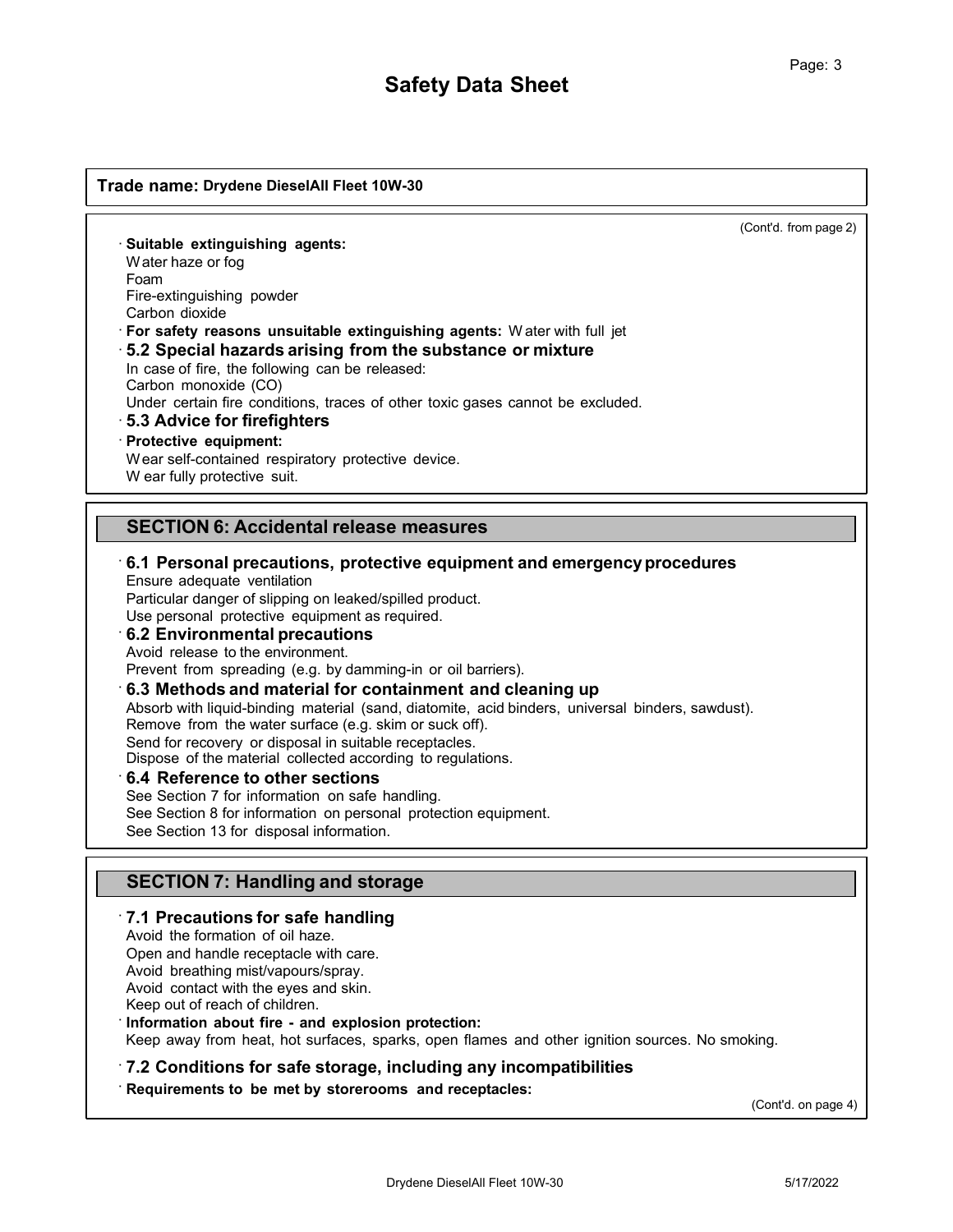**Trade name: Drydene DieselAll Fleet 10W-30**

(Cont'd. from page 2)

· **Suitable extinguishing agents:**
Water haze or fog
Foam
Fire-extinguishing powder
Carbon dioxide

· **For safety reasons unsuitable extinguishing agents:** Water with full jet

· **5.2 Special hazards arising from the substance or mixture**
In case of fire, the following can be released:
Carbon monoxide (CO)
Under certain fire conditions, traces of other toxic gases cannot be excluded.

· **5.3 Advice for firefighters**

· **Protective equipment:**
Wear self-contained respiratory protective device.
Wear fully protective suit.

## SECTION 6: Accidental release measures

· **6.1 Personal precautions, protective equipment and emergency procedures**
Ensure adequate ventilation
Particular danger of slipping on leaked/spilled product.
Use personal protective equipment as required.

· **6.2 Environmental precautions**
Avoid release to the environment.
Prevent from spreading (e.g. by damming-in or oil barriers).

· **6.3 Methods and material for containment and cleaning up**
Absorb with liquid-binding material (sand, diatomite, acid binders, universal binders, sawdust).
Remove from the water surface (e.g. skim or suck off).
Send for recovery or disposal in suitable receptacles.
Dispose of the material collected according to regulations.

· **6.4 Reference to other sections**
See Section 7 for information on safe handling.
See Section 8 for information on personal protection equipment.
See Section 13 for disposal information.

## SECTION 7: Handling and storage

· **7.1 Precautions for safe handling**
Avoid the formation of oil haze.
Open and handle receptacle with care.
Avoid breathing mist/vapours/spray.
Avoid contact with the eyes and skin.
Keep out of reach of children.

· **Information about fire - and explosion protection:**
Keep away from heat, hot surfaces, sparks, open flames and other ignition sources. No smoking.

· **7.2 Conditions for safe storage, including any incompatibilities**

· **Requirements to be met by storerooms and receptacles:**

(Cont'd. on page 4)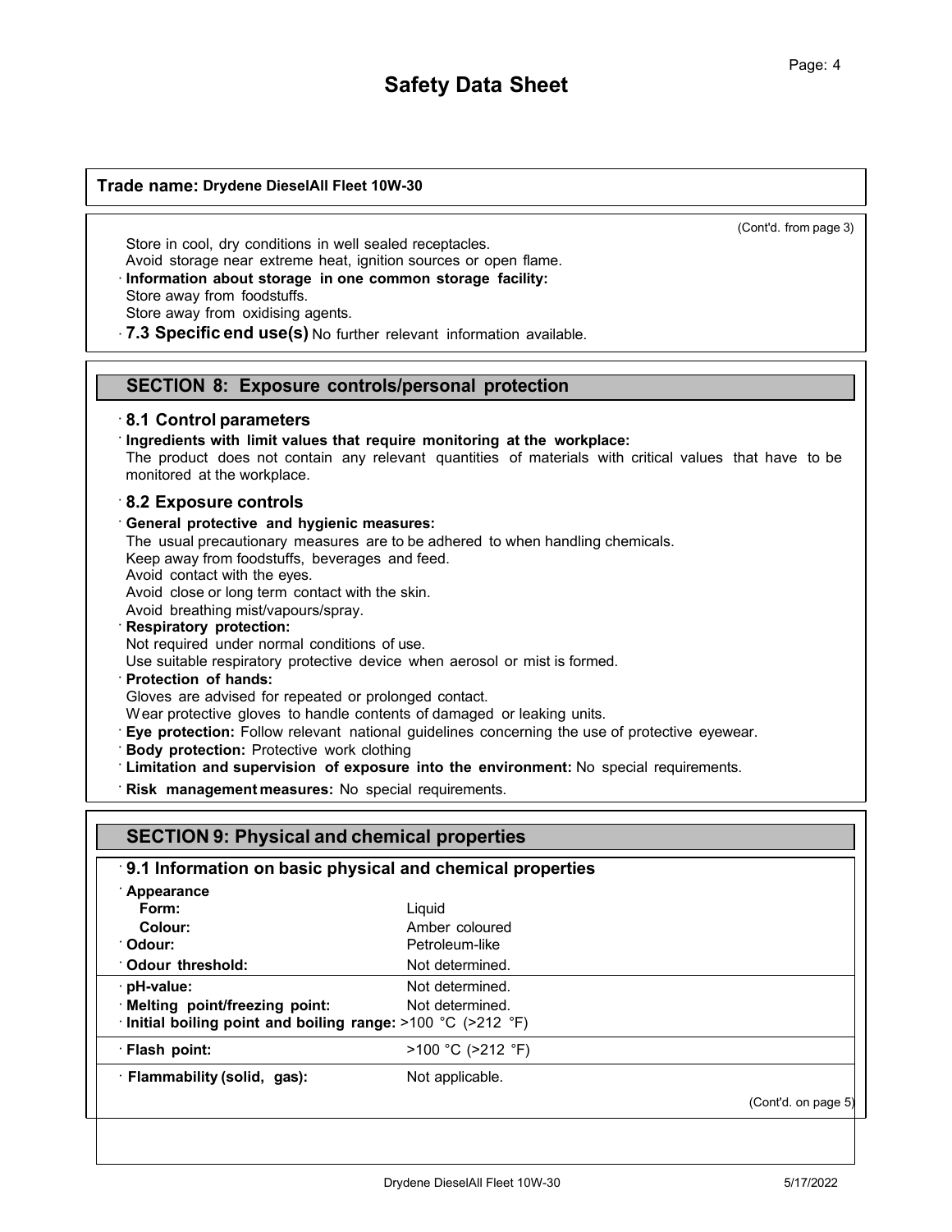**Trade name: Drydene DieselAll Fleet 10W-30**

(Cont'd. from page 3)

Store in cool, dry conditions in well sealed receptacles.
Avoid storage near extreme heat, ignition sources or open flame.

· **Information about storage in one common storage facility:**
Store away from foodstuffs.
Store away from oxidising agents.

· **7.3 Specific end use(s)** No further relevant information available.

## SECTION 8: Exposure controls/personal protection

### · 8.1 Control parameters

· **Ingredients with limit values that require monitoring at the workplace:**
The product does not contain any relevant quantities of materials with critical values that have to be monitored at the workplace.

### · 8.2 Exposure controls

· **General protective and hygienic measures:**
The usual precautionary measures are to be adhered to when handling chemicals.
Keep away from foodstuffs, beverages and feed.
Avoid contact with the eyes.
Avoid close or long term contact with the skin.
Avoid breathing mist/vapours/spray.

· **Respiratory protection:**
Not required under normal conditions of use.
Use suitable respiratory protective device when aerosol or mist is formed.

· **Protection of hands:**
Gloves are advised for repeated or prolonged contact.
Wear protective gloves to handle contents of damaged or leaking units.

· **Eye protection:** Follow relevant national guidelines concerning the use of protective eyewear.

· **Body protection:** Protective work clothing

· **Limitation and supervision of exposure into the environment:** No special requirements.

· **Risk management measures:** No special requirements.

## SECTION 9: Physical and chemical properties

### · 9.1 Information on basic physical and chemical properties

| | |
|---|---|
| · **Appearance** | |
| **Form:** | Liquid |
| **Colour:** | Amber coloured |
| · **Odour:** | Petroleum-like |
| · **Odour threshold:** | Not determined. |
| · **pH-value:** | Not determined. |
| · **Melting point/freezing point:** | Not determined. |
| · **Initial boiling point and boiling range:** | >100 °C (>212 °F) |
| · **Flash point:** | >100 °C (>212 °F) |
| · **Flammability (solid, gas):** | Not applicable. |

(Cont'd. on page 5)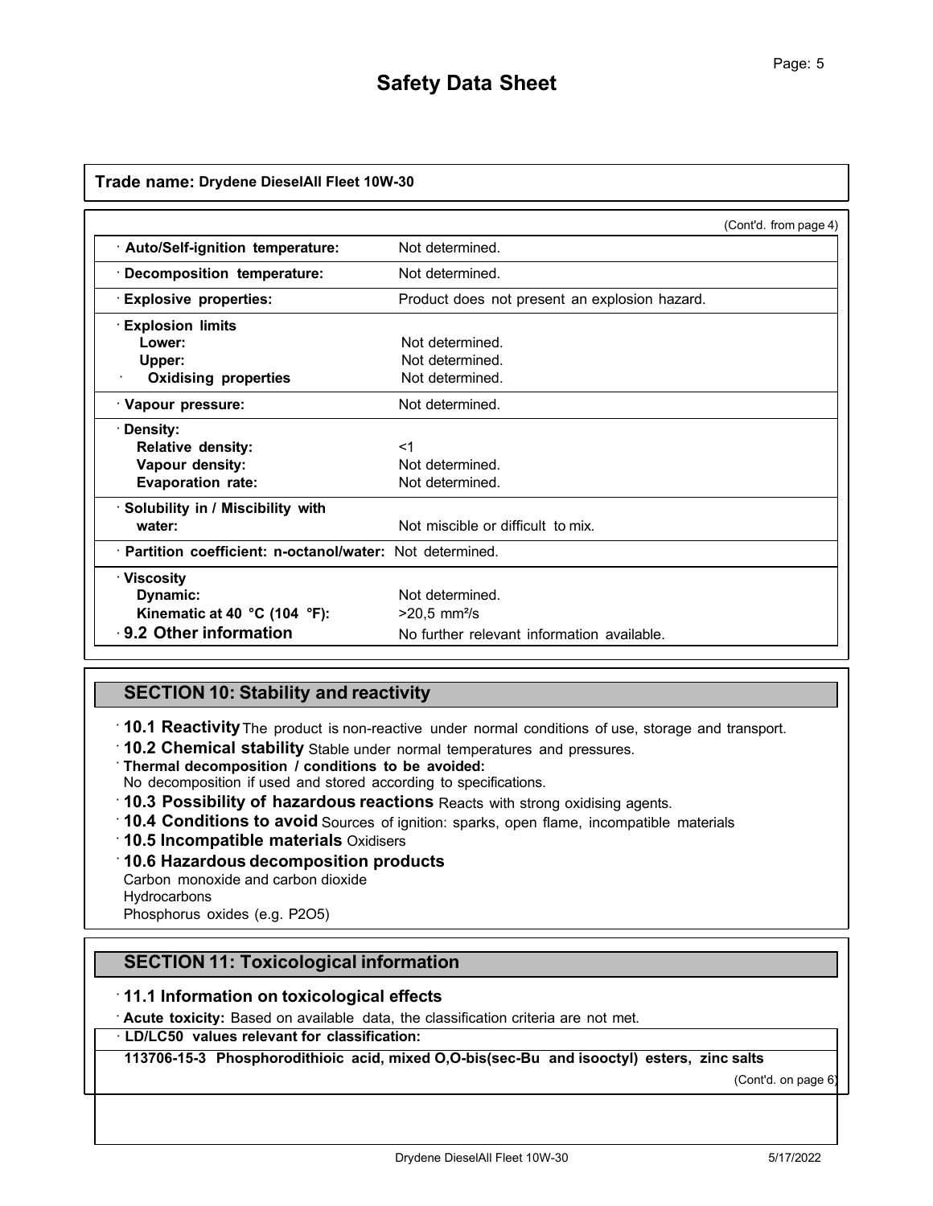**Trade name: Drydene DieselAll Fleet 10W-30**

(Cont'd. from page 4)

| Property | Value |
|---|---|
| · **Auto/Self-ignition temperature:** | Not determined. |
| · **Decomposition temperature:** | Not determined. |
| · **Explosive properties:** | Product does not present an explosion hazard. |
| · **Explosion limits** | |
| **Lower:** | Not determined. |
| **Upper:** | Not determined. |
| · **Oxidising properties** | Not determined. |
| · **Vapour pressure:** | Not determined. |
| · **Density:** | |
| **Relative density:** | <1 |
| **Vapour density:** | Not determined. |
| **Evaporation rate:** | Not determined. |
| · **Solubility in / Miscibility with** | |
| **water:** | Not miscible or difficult to mix. |
| · **Partition coefficient: n-octanol/water:** | Not determined. |
| · **Viscosity** | |
| **Dynamic:** | Not determined. |
| **Kinematic at 40 °C (104 °F):** | >20,5 mm²/s |
| · **9.2 Other information** | No further relevant information available. |

## SECTION 10: Stability and reactivity

· **10.1 Reactivity** The product is non-reactive under normal conditions of use, storage and transport.

· **10.2 Chemical stability** Stable under normal temperatures and pressures.

· **Thermal decomposition / conditions to be avoided:**
No decomposition if used and stored according to specifications.

· **10.3 Possibility of hazardous reactions** Reacts with strong oxidising agents.

· **10.4 Conditions to avoid** Sources of ignition: sparks, open flame, incompatible materials

· **10.5 Incompatible materials** Oxidisers

· **10.6 Hazardous decomposition products**
Carbon monoxide and carbon dioxide
Hydrocarbons
Phosphorus oxides (e.g. $P_2O_5$)

## SECTION 11: Toxicological information

· **11.1 Information on toxicological effects**

· **Acute toxicity:** Based on available data, the classification criteria are not met.

· **LD/LC50 values relevant for classification:**

**113706-15-3 Phosphorodithioic acid, mixed O,O-bis(sec-Bu and isooctyl) esters, zinc salts**

(Cont'd. on page 6)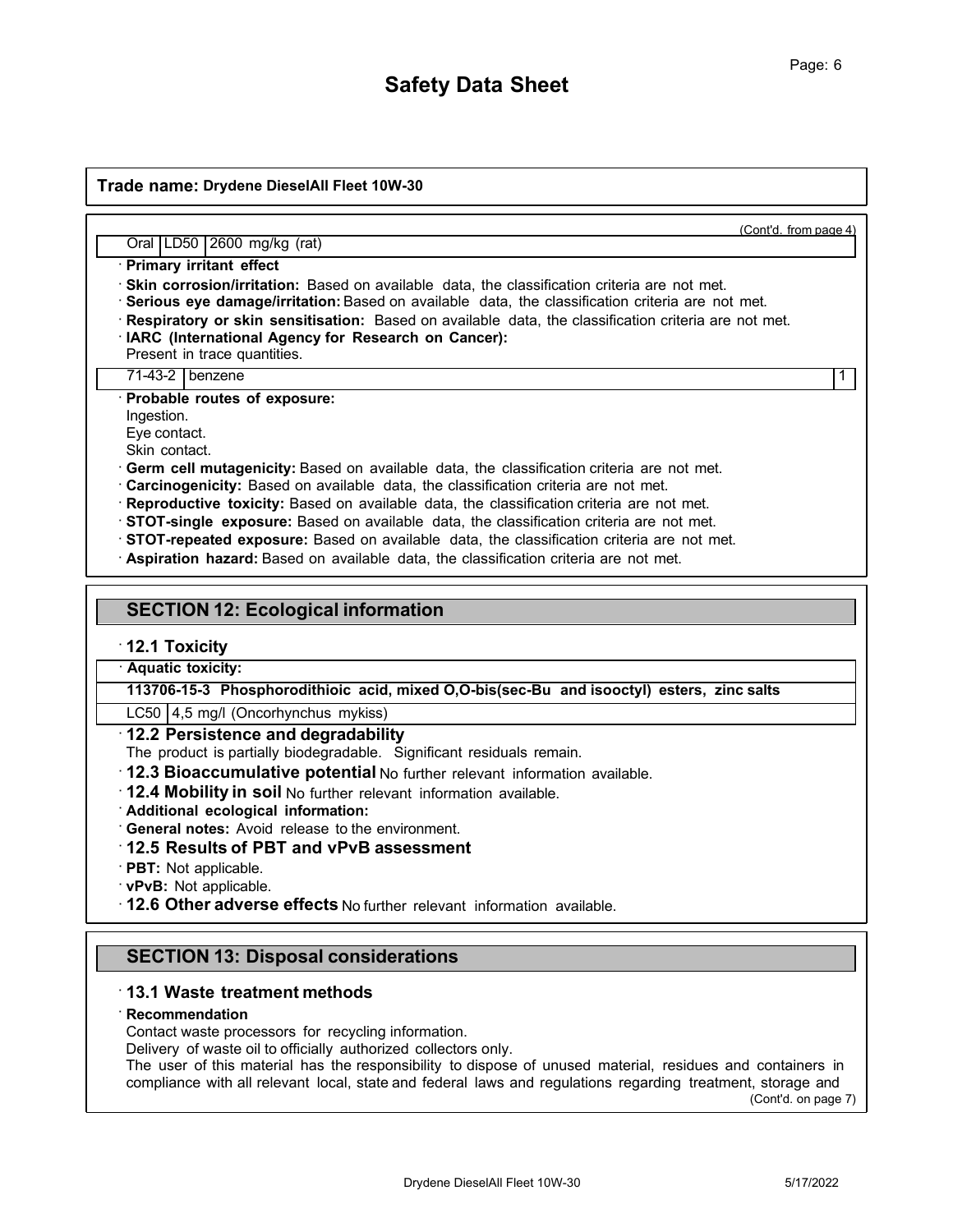**Trade name: Drydene DieselAll Fleet 10W-30**

(Cont'd. from page 4)

| Oral | LD50 | 2600 mg/kg (rat) |
|---|---|---|

· **Primary irritant effect**

· **Skin corrosion/irritation:** Based on available data, the classification criteria are not met.

· **Serious eye damage/irritation:** Based on available data, the classification criteria are not met.

· **Respiratory or skin sensitisation:** Based on available data, the classification criteria are not met.

· **IARC (International Agency for Research on Cancer):**

Present in trace quantities.

| 71-43-2 | benzene | 1 |
|---|---|---|

· **Probable routes of exposure:**

Ingestion.

Eye contact.

Skin contact.

· **Germ cell mutagenicity:** Based on available data, the classification criteria are not met.

· **Carcinogenicity:** Based on available data, the classification criteria are not met.

· **Reproductive toxicity:** Based on available data, the classification criteria are not met.

· **STOT-single exposure:** Based on available data, the classification criteria are not met.

· **STOT-repeated exposure:** Based on available data, the classification criteria are not met.

· **Aspiration hazard:** Based on available data, the classification criteria are not met.

## SECTION 12: Ecological information

### · 12.1 Toxicity

· **Aquatic toxicity:**

| **113706-15-3 Phosphorodithioic acid, mixed O,O-bis(sec-Bu and isooctyl) esters, zinc salts** | |
|---|---|
| LC50 | 4,5 mg/l (Oncorhynchus mykiss) |

### · 12.2 Persistence and degradability

The product is partially biodegradable. Significant residuals remain.

· **12.3 Bioaccumulative potential** No further relevant information available.

· **12.4 Mobility in soil** No further relevant information available.

· **Additional ecological information:**

· **General notes:** Avoid release to the environment.

### · 12.5 Results of PBT and vPvB assessment

· **PBT:** Not applicable.

· **vPvB:** Not applicable.

· **12.6 Other adverse effects** No further relevant information available.

## SECTION 13: Disposal considerations

### · 13.1 Waste treatment methods

· **Recommendation**

Contact waste processors for recycling information.

Delivery of waste oil to officially authorized collectors only.

The user of this material has the responsibility to dispose of unused material, residues and containers in compliance with all relevant local, state and federal laws and regulations regarding treatment, storage and

(Cont'd. on page 7)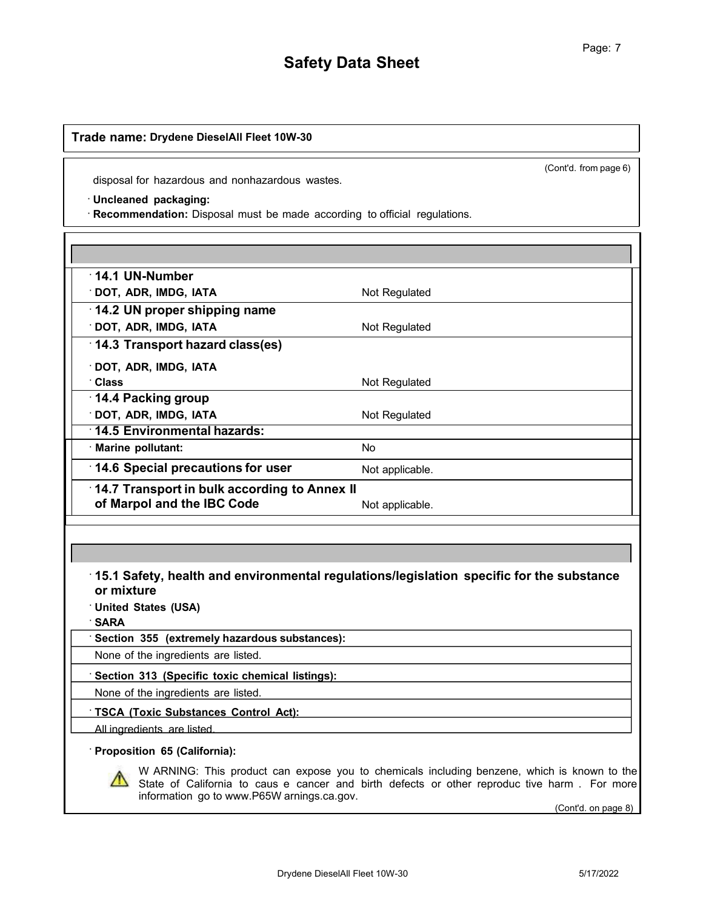**Trade name: Drydene DieselAll Fleet 10W-30**

(Cont'd. from page 6)

disposal for hazardous and nonhazardous wastes.

· **Uncleaned packaging:**

· **Recommendation:** Disposal must be made according to official regulations.

| | |
|---|---|
| **· 14.1 UN-Number** | |
| **· DOT, ADR, IMDG, IATA** | Not Regulated |
| **· 14.2 UN proper shipping name** | |
| **· DOT, ADR, IMDG, IATA** | Not Regulated |
| **· 14.3 Transport hazard class(es)** | |
| **· DOT, ADR, IMDG, IATA** | |
| **· Class** | Not Regulated |
| **· 14.4 Packing group** | |
| **· DOT, ADR, IMDG, IATA** | Not Regulated |
| **· 14.5 Environmental hazards:** | |
| **· Marine pollutant:** | No |
| **· 14.6 Special precautions for user** | Not applicable. |
| **· 14.7 Transport in bulk according to Annex II of Marpol and the IBC Code** | Not applicable. |

**· 15.1 Safety, health and environmental regulations/legislation specific for the substance or mixture**

· **United States (USA)**

· **SARA**

| **· Section 355 (extremely hazardous substances):** |
|---|
| None of the ingredients are listed. |

| **· Section 313 (Specific toxic chemical listings):** |
|---|
| None of the ingredients are listed. |

| **· TSCA (Toxic Substances Control Act):** |
|---|
| All ingredients are listed. |

· **Proposition 65 (California):**

⚠ WARNING: This product can expose you to chemicals including benzene, which is known to the State of California to cause cancer and birth defects or other reproductive harm. For more information go to www.P65Warnings.ca.gov.

(Cont'd. on page 8)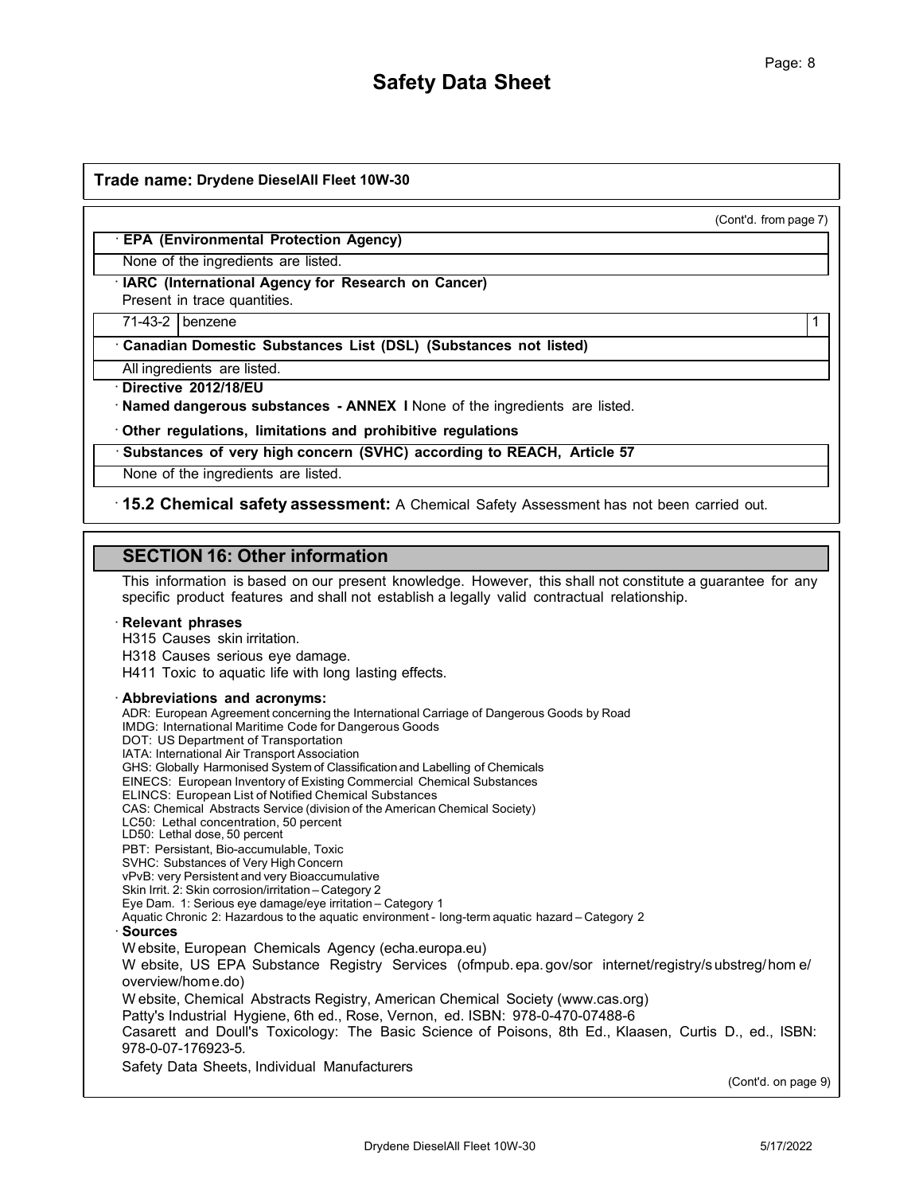**Trade name: Drydene DieselAll Fleet 10W-30**

(Cont'd. from page 7)

· **EPA (Environmental Protection Agency)**

None of the ingredients are listed.

· **IARC (International Agency for Research on Cancer)**

Present in trace quantities.

| | | |
|---|---|---|
| 71-43-2 | benzene | 1 |

· **Canadian Domestic Substances List (DSL) (Substances not listed)**

All ingredients are listed.

· **Directive 2012/18/EU**

· **Named dangerous substances - ANNEX I** None of the ingredients are listed.

· **Other regulations, limitations and prohibitive regulations**

· **Substances of very high concern (SVHC) according to REACH, Article 57**

None of the ingredients are listed.

· **15.2 Chemical safety assessment:** A Chemical Safety Assessment has not been carried out.

## SECTION 16: Other information

This information is based on our present knowledge. However, this shall not constitute a guarantee for any specific product features and shall not establish a legally valid contractual relationship.

· **Relevant phrases**

H315 Causes skin irritation.

H318 Causes serious eye damage.

H411 Toxic to aquatic life with long lasting effects.

· **Abbreviations and acronyms:**

ADR: European Agreement concerning the International Carriage of Dangerous Goods by Road
IMDG: International Maritime Code for Dangerous Goods
DOT: US Department of Transportation
IATA: International Air Transport Association
GHS: Globally Harmonised System of Classification and Labelling of Chemicals
EINECS: European Inventory of Existing Commercial Chemical Substances
ELINCS: European List of Notified Chemical Substances
CAS: Chemical Abstracts Service (division of the American Chemical Society)
LC50: Lethal concentration, 50 percent
LD50: Lethal dose, 50 percent
PBT: Persistant, Bio-accumulable, Toxic
SVHC: Substances of Very High Concern
vPvB: very Persistent and very Bioaccumulative
Skin Irrit. 2: Skin corrosion/irritation – Category 2
Eye Dam. 1: Serious eye damage/eye irritation – Category 1
Aquatic Chronic 2: Hazardous to the aquatic environment - long-term aquatic hazard – Category 2

· **Sources**

Website, European Chemicals Agency (echa.europa.eu)

Website, US EPA Substance Registry Services (ofmpub.epa.gov/sor internet/registry/substreg/home/overview/home.do)

Website, Chemical Abstracts Registry, American Chemical Society (www.cas.org)

Patty's Industrial Hygiene, 6th ed., Rose, Vernon, ed. ISBN: 978-0-470-07488-6

Casarett and Doull's Toxicology: The Basic Science of Poisons, 8th Ed., Klaasen, Curtis D., ed., ISBN: 978-0-07-176923-5.

Safety Data Sheets, Individual Manufacturers

(Cont'd. on page 9)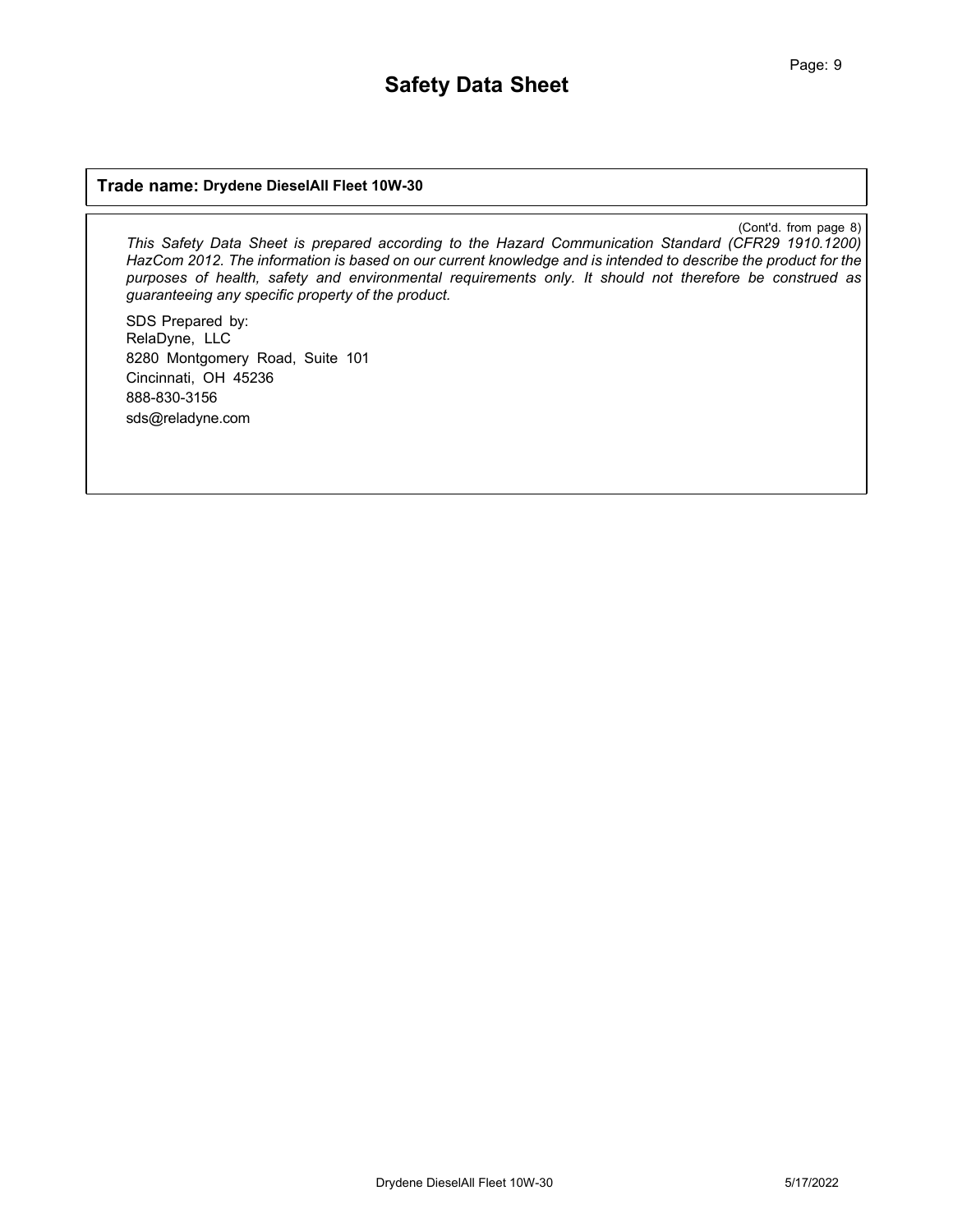**Trade name:** **Drydene DieselAll Fleet 10W-30**

(Cont'd. from page 8)

*This Safety Data Sheet is prepared according to the Hazard Communication Standard (CFR29 1910.1200) HazCom 2012. The information is based on our current knowledge and is intended to describe the product for the purposes of health, safety and environmental requirements only. It should not therefore be construed as guaranteeing any specific property of the product.*

SDS Prepared by:
RelaDyne, LLC
8280 Montgomery Road, Suite 101
Cincinnati, OH 45236
888-830-3156
sds@reladyne.com